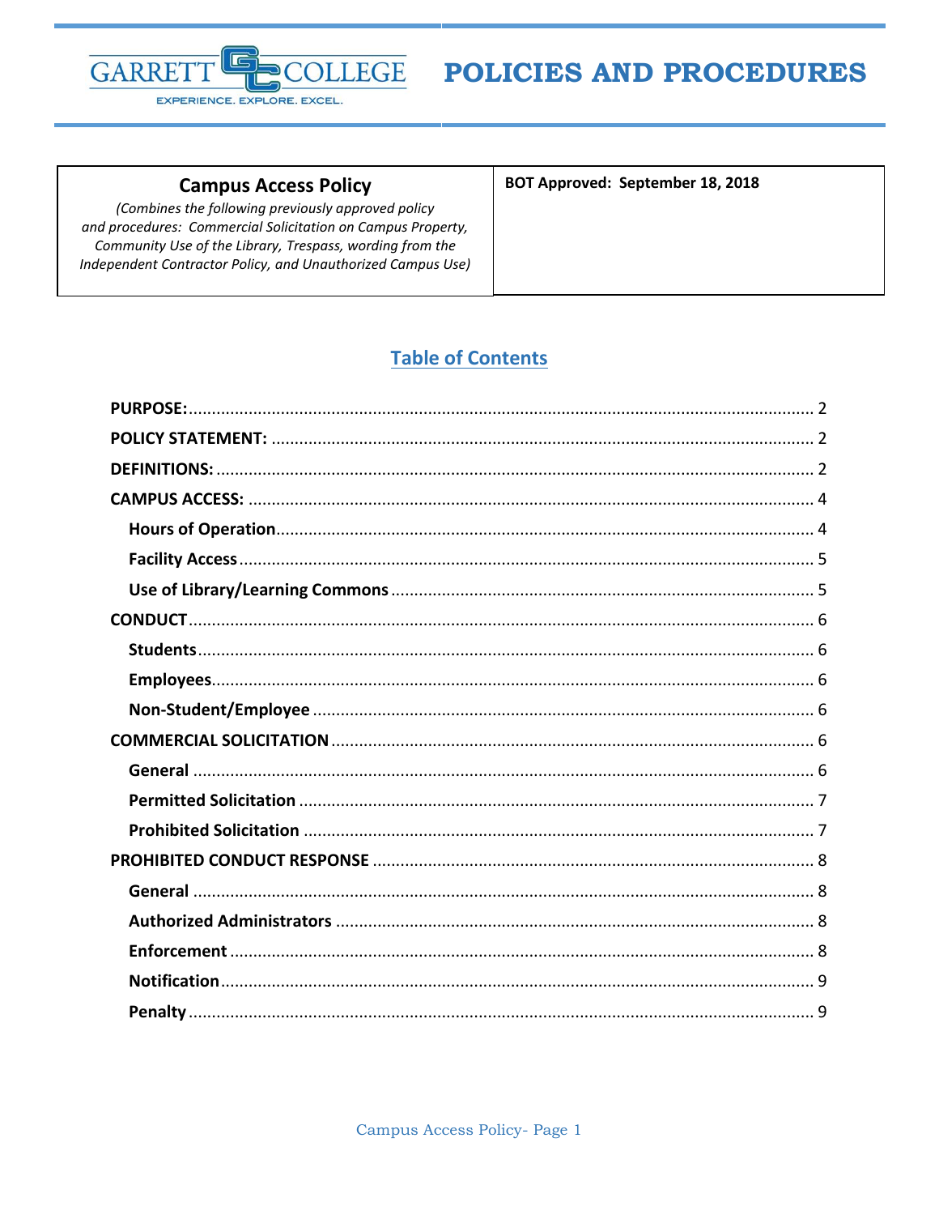# POLICIES AND PROCEDURES

GARRETT COLLEGE
EXPERIENCE. EXPLORE. EXCEL.

| **Campus Access Policy**<br>*(Combines the following previously approved policy and procedures: Commercial Solicitation on Campus Property, Community Use of the Library, Trespass, wording from the Independent Contractor Policy, and Unauthorized Campus Use)* | **BOT Approved: September 18, 2018** |
|---|---|

## Table of Contents

**PURPOSE:** .......... 2
**POLICY STATEMENT:** .......... 2
**DEFINITIONS:** .......... 2
**CAMPUS ACCESS:** .......... 4
- **Hours of Operation** .......... 4
- **Facility Access** .......... 5
- **Use of Library/Learning Commons** .......... 5

**CONDUCT** .......... 6
- **Students** .......... 6
- **Employees** .......... 6
- **Non-Student/Employee** .......... 6

**COMMERCIAL SOLICITATION** .......... 6
- **General** .......... 6
- **Permitted Solicitation** .......... 7
- **Prohibited Solicitation** .......... 7

**PROHIBITED CONDUCT RESPONSE** .......... 8
- **General** .......... 8
- **Authorized Administrators** .......... 8
- **Enforcement** .......... 8
- **Notification** .......... 9
- **Penalty** .......... 9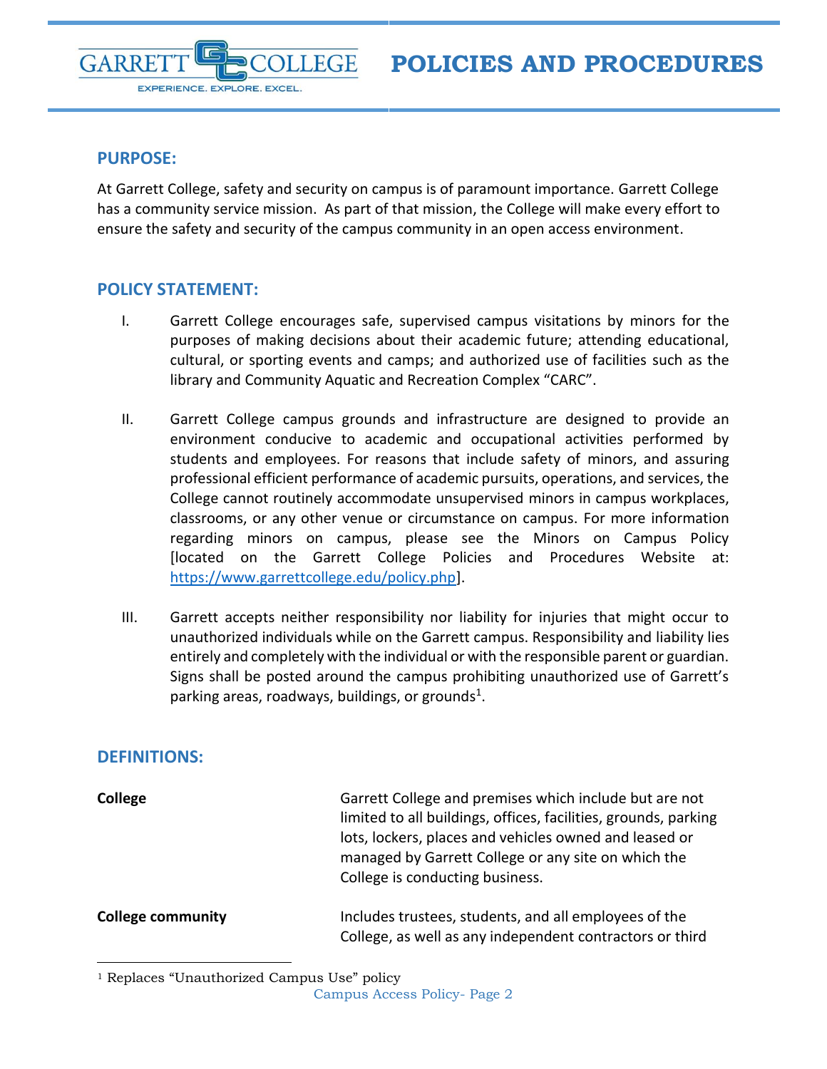## PURPOSE:

At Garrett College, safety and security on campus is of paramount importance. Garrett College has a community service mission. As part of that mission, the College will make every effort to ensure the safety and security of the campus community in an open access environment.

## POLICY STATEMENT:

I. Garrett College encourages safe, supervised campus visitations by minors for the purposes of making decisions about their academic future; attending educational, cultural, or sporting events and camps; and authorized use of facilities such as the library and Community Aquatic and Recreation Complex "CARC".

II. Garrett College campus grounds and infrastructure are designed to provide an environment conducive to academic and occupational activities performed by students and employees. For reasons that include safety of minors, and assuring professional efficient performance of academic pursuits, operations, and services, the College cannot routinely accommodate unsupervised minors in campus workplaces, classrooms, or any other venue or circumstance on campus. For more information regarding minors on campus, please see the Minors on Campus Policy [located on the Garrett College Policies and Procedures Website at: https://www.garrettcollege.edu/policy.php].

III. Garrett accepts neither responsibility nor liability for injuries that might occur to unauthorized individuals while on the Garrett campus. Responsibility and liability lies entirely and completely with the individual or with the responsible parent or guardian. Signs shall be posted around the campus prohibiting unauthorized use of Garrett's parking areas, roadways, buildings, or grounds[1].

## DEFINITIONS:

**College** — Garrett College and premises which include but are not limited to all buildings, offices, facilities, grounds, parking lots, lockers, places and vehicles owned and leased or managed by Garrett College or any site on which the College is conducting business.

**College community** — Includes trustees, students, and all employees of the College, as well as any independent contractors or third

[1] Replaces "Unauthorized Campus Use" policy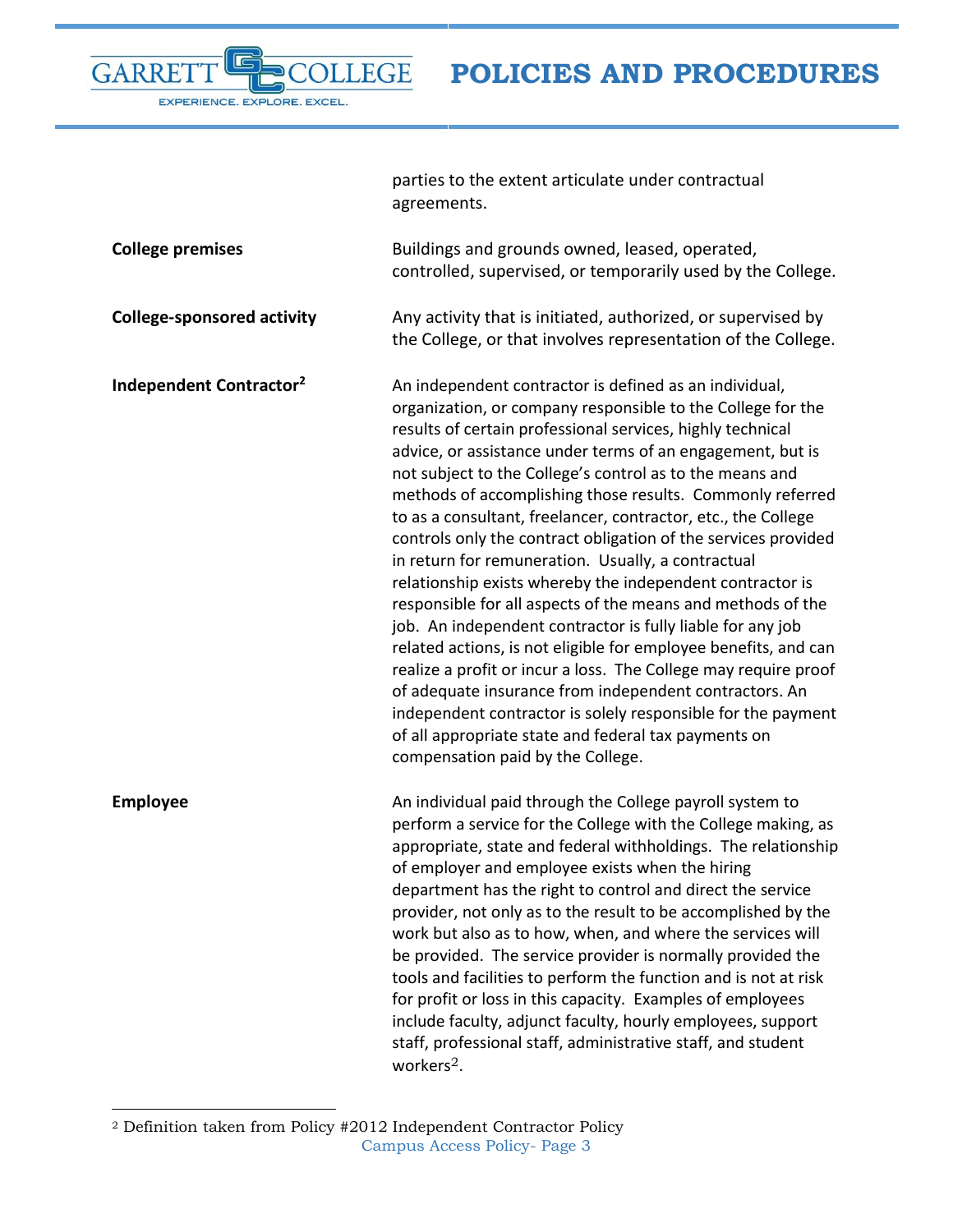parties to the extent articulate under contractual agreements.

| | |
|---|---|
| **College premises** | Buildings and grounds owned, leased, operated, controlled, supervised, or temporarily used by the College. |
| **College-sponsored activity** | Any activity that is initiated, authorized, or supervised by the College, or that involves representation of the College. |
| **Independent Contractor**[2] | An independent contractor is defined as an individual, organization, or company responsible to the College for the results of certain professional services, highly technical advice, or assistance under terms of an engagement, but is not subject to the College's control as to the means and methods of accomplishing those results. Commonly referred to as a consultant, freelancer, contractor, etc., the College controls only the contract obligation of the services provided in return for remuneration. Usually, a contractual relationship exists whereby the independent contractor is responsible for all aspects of the means and methods of the job. An independent contractor is fully liable for any job related actions, is not eligible for employee benefits, and can realize a profit or incur a loss. The College may require proof of adequate insurance from independent contractors. An independent contractor is solely responsible for the payment of all appropriate state and federal tax payments on compensation paid by the College. |
| **Employee** | An individual paid through the College payroll system to perform a service for the College with the College making, as appropriate, state and federal withholdings. The relationship of employer and employee exists when the hiring department has the right to control and direct the service provider, not only as to the result to be accomplished by the work but also as to how, when, and where the services will be provided. The service provider is normally provided the tools and facilities to perform the function and is not at risk for profit or loss in this capacity. Examples of employees include faculty, adjunct faculty, hourly employees, support staff, professional staff, administrative staff, and student workers[2]. |

---

[2] Definition taken from Policy #2012 Independent Contractor Policy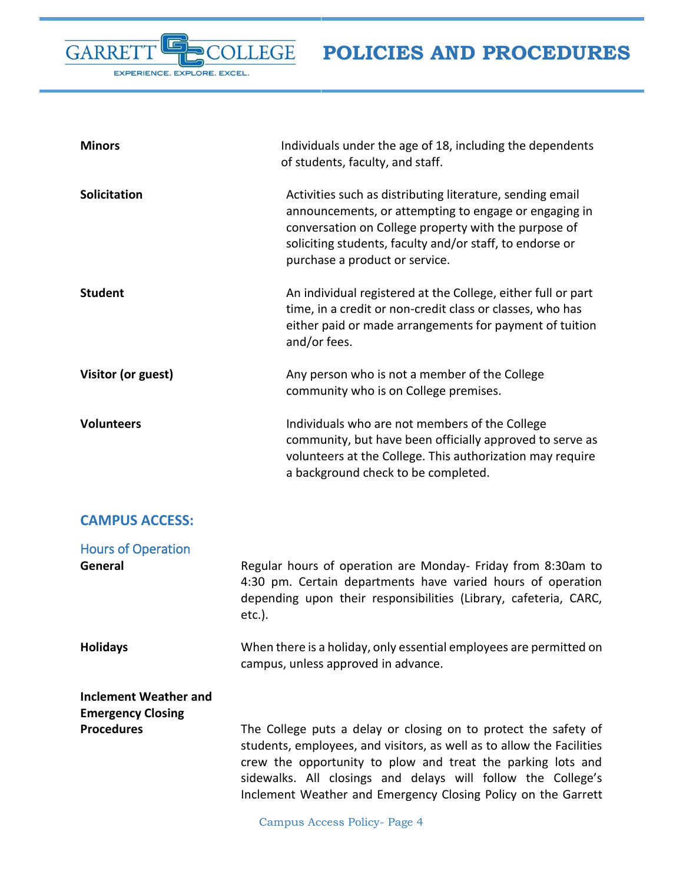| | |
|---|---|
| **Minors** | Individuals under the age of 18, including the dependents of students, faculty, and staff. |
| **Solicitation** | Activities such as distributing literature, sending email announcements, or attempting to engage or engaging in conversation on College property with the purpose of soliciting students, faculty and/or staff, to endorse or purchase a product or service. |
| **Student** | An individual registered at the College, either full or part time, in a credit or non-credit class or classes, who has either paid or made arrangements for payment of tuition and/or fees. |
| **Visitor (or guest)** | Any person who is not a member of the College community who is on College premises. |
| **Volunteers** | Individuals who are not members of the College community, but have been officially approved to serve as volunteers at the College. This authorization may require a background check to be completed. |

## CAMPUS ACCESS:

### Hours of Operation

**General**

Regular hours of operation are Monday- Friday from 8:30am to 4:30 pm. Certain departments have varied hours of operation depending upon their responsibilities (Library, cafeteria, CARC, etc.).

**Holidays**

When there is a holiday, only essential employees are permitted on campus, unless approved in advance.

**Inclement Weather and Emergency Closing Procedures**

The College puts a delay or closing on to protect the safety of students, employees, and visitors, as well as to allow the Facilities crew the opportunity to plow and treat the parking lots and sidewalks. All closings and delays will follow the College's Inclement Weather and Emergency Closing Policy on the Garrett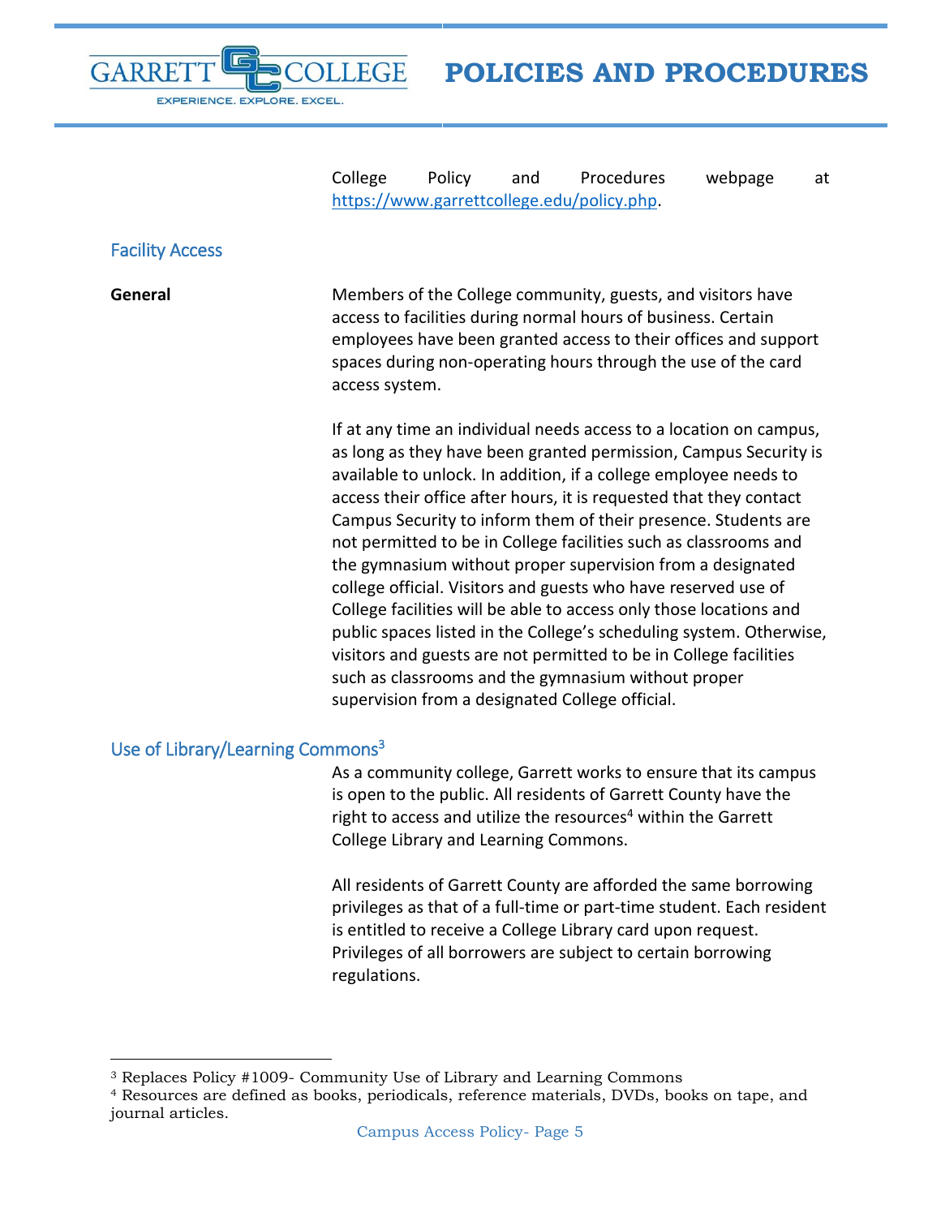College Policy and Procedures webpage at https://www.garrettcollege.edu/policy.php.

## Facility Access

**General**

Members of the College community, guests, and visitors have access to facilities during normal hours of business. Certain employees have been granted access to their offices and support spaces during non-operating hours through the use of the card access system.

If at any time an individual needs access to a location on campus, as long as they have been granted permission, Campus Security is available to unlock. In addition, if a college employee needs to access their office after hours, it is requested that they contact Campus Security to inform them of their presence. Students are not permitted to be in College facilities such as classrooms and the gymnasium without proper supervision from a designated college official. Visitors and guests who have reserved use of College facilities will be able to access only those locations and public spaces listed in the College's scheduling system. Otherwise, visitors and guests are not permitted to be in College facilities such as classrooms and the gymnasium without proper supervision from a designated College official.

## Use of Library/Learning Commons[3]

As a community college, Garrett works to ensure that its campus is open to the public. All residents of Garrett County have the right to access and utilize the resources[4] within the Garrett College Library and Learning Commons.

All residents of Garrett County are afforded the same borrowing privileges as that of a full-time or part-time student. Each resident is entitled to receive a College Library card upon request. Privileges of all borrowers are subject to certain borrowing regulations.

---

[3] Replaces Policy #1009- Community Use of Library and Learning Commons

[4] Resources are defined as books, periodicals, reference materials, DVDs, books on tape, and journal articles.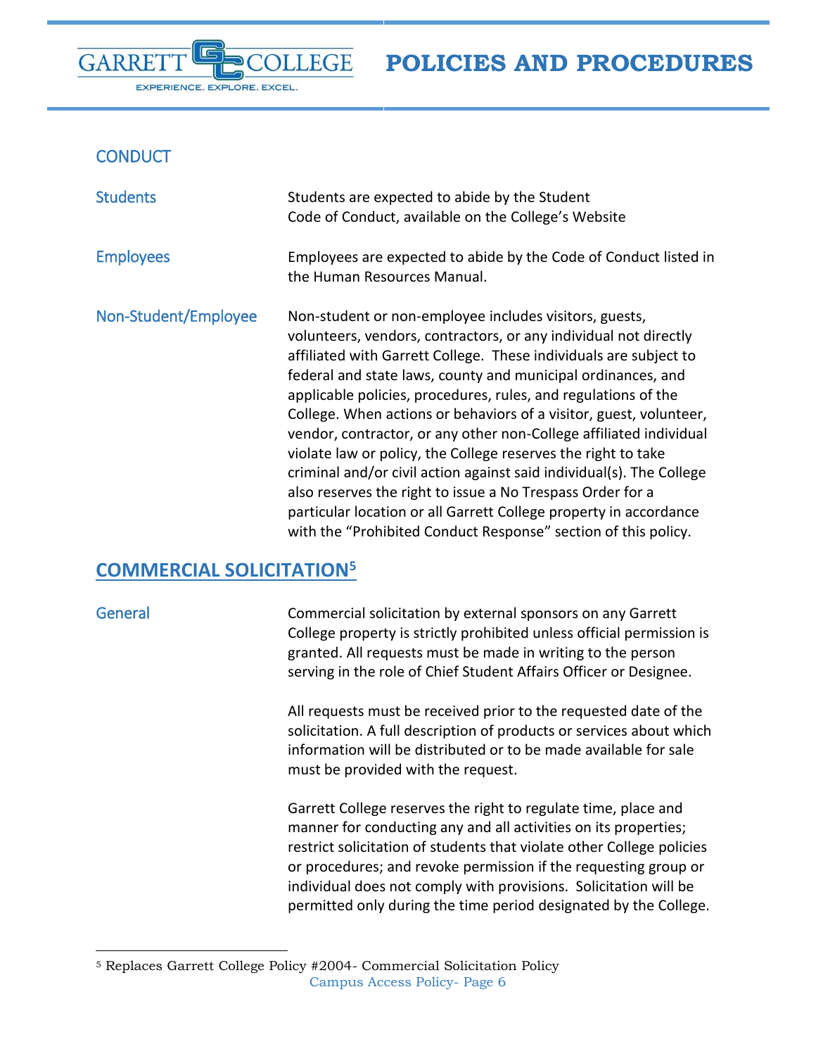## CONDUCT

**Students**

Students are expected to abide by the Student Code of Conduct, available on the College's Website

**Employees**

Employees are expected to abide by the Code of Conduct listed in the Human Resources Manual.

**Non-Student/Employee**

Non-student or non-employee includes visitors, guests, volunteers, vendors, contractors, or any individual not directly affiliated with Garrett College. These individuals are subject to federal and state laws, county and municipal ordinances, and applicable policies, procedures, rules, and regulations of the College. When actions or behaviors of a visitor, guest, volunteer, vendor, contractor, or any other non-College affiliated individual violate law or policy, the College reserves the right to take criminal and/or civil action against said individual(s). The College also reserves the right to issue a No Trespass Order for a particular location or all Garrett College property in accordance with the "Prohibited Conduct Response" section of this policy.

## COMMERCIAL SOLICITATION[5]

**General**

Commercial solicitation by external sponsors on any Garrett College property is strictly prohibited unless official permission is granted. All requests must be made in writing to the person serving in the role of Chief Student Affairs Officer or Designee.

All requests must be received prior to the requested date of the solicitation. A full description of products or services about which information will be distributed or to be made available for sale must be provided with the request.

Garrett College reserves the right to regulate time, place and manner for conducting any and all activities on its properties; restrict solicitation of students that violate other College policies or procedures; and revoke permission if the requesting group or individual does not comply with provisions. Solicitation will be permitted only during the time period designated by the College.

[5] Replaces Garrett College Policy #2004- Commercial Solicitation Policy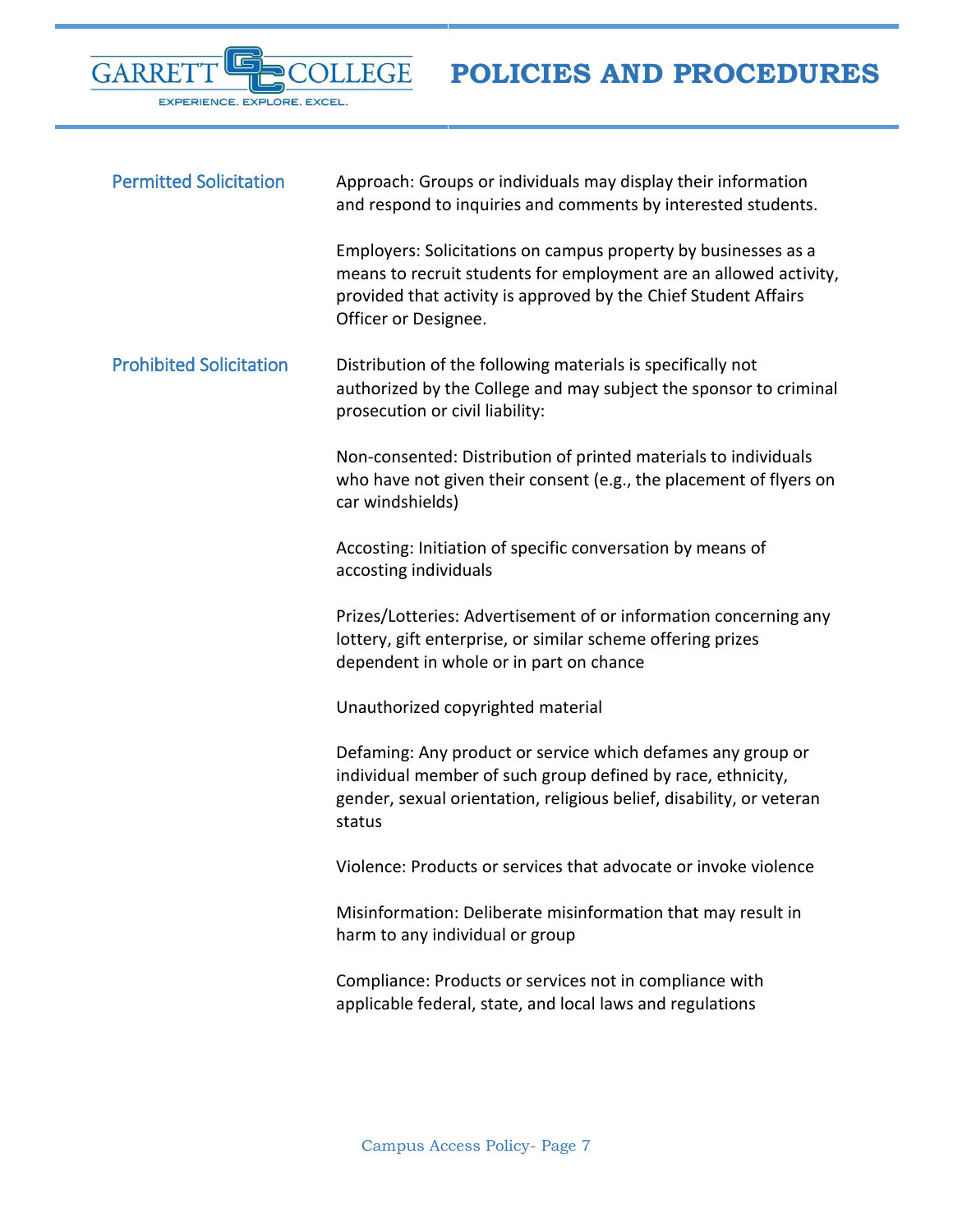### Permitted Solicitation

Approach: Groups or individuals may display their information and respond to inquiries and comments by interested students.

Employers: Solicitations on campus property by businesses as a means to recruit students for employment are an allowed activity, provided that activity is approved by the Chief Student Affairs Officer or Designee.

### Prohibited Solicitation

Distribution of the following materials is specifically not authorized by the College and may subject the sponsor to criminal prosecution or civil liability:

Non-consented: Distribution of printed materials to individuals who have not given their consent (e.g., the placement of flyers on car windshields)

Accosting: Initiation of specific conversation by means of accosting individuals

Prizes/Lotteries: Advertisement of or information concerning any lottery, gift enterprise, or similar scheme offering prizes dependent in whole or in part on chance

Unauthorized copyrighted material

Defaming: Any product or service which defames any group or individual member of such group defined by race, ethnicity, gender, sexual orientation, religious belief, disability, or veteran status

Violence: Products or services that advocate or invoke violence

Misinformation: Deliberate misinformation that may result in harm to any individual or group

Compliance: Products or services not in compliance with applicable federal, state, and local laws and regulations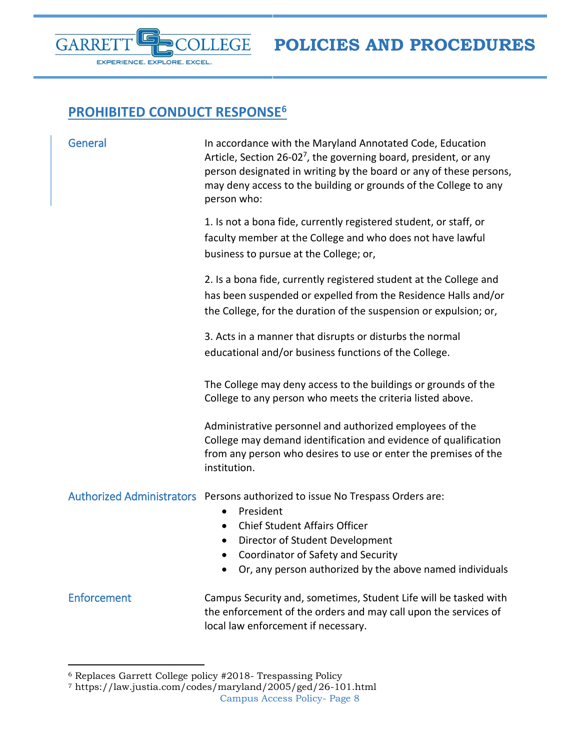## PROHIBITED CONDUCT RESPONSE[6]

**General**

In accordance with the Maryland Annotated Code, Education Article, Section 26-02[7], the governing board, president, or any person designated in writing by the board or any of these persons, may deny access to the building or grounds of the College to any person who:

1. Is not a bona fide, currently registered student, or staff, or faculty member at the College and who does not have lawful business to pursue at the College; or,

2. Is a bona fide, currently registered student at the College and has been suspended or expelled from the Residence Halls and/or the College, for the duration of the suspension or expulsion; or,

3. Acts in a manner that disrupts or disturbs the normal educational and/or business functions of the College.

The College may deny access to the buildings or grounds of the College to any person who meets the criteria listed above.

Administrative personnel and authorized employees of the College may demand identification and evidence of qualification from any person who desires to use or enter the premises of the institution.

**Authorized Administrators**

Persons authorized to issue No Trespass Orders are:

- President
- Chief Student Affairs Officer
- Director of Student Development
- Coordinator of Safety and Security
- Or, any person authorized by the above named individuals

**Enforcement**

Campus Security and, sometimes, Student Life will be tasked with the enforcement of the orders and may call upon the services of local law enforcement if necessary.

---

[6] Replaces Garrett College policy #2018- Trespassing Policy

[7] https://law.justia.com/codes/maryland/2005/ged/26-101.html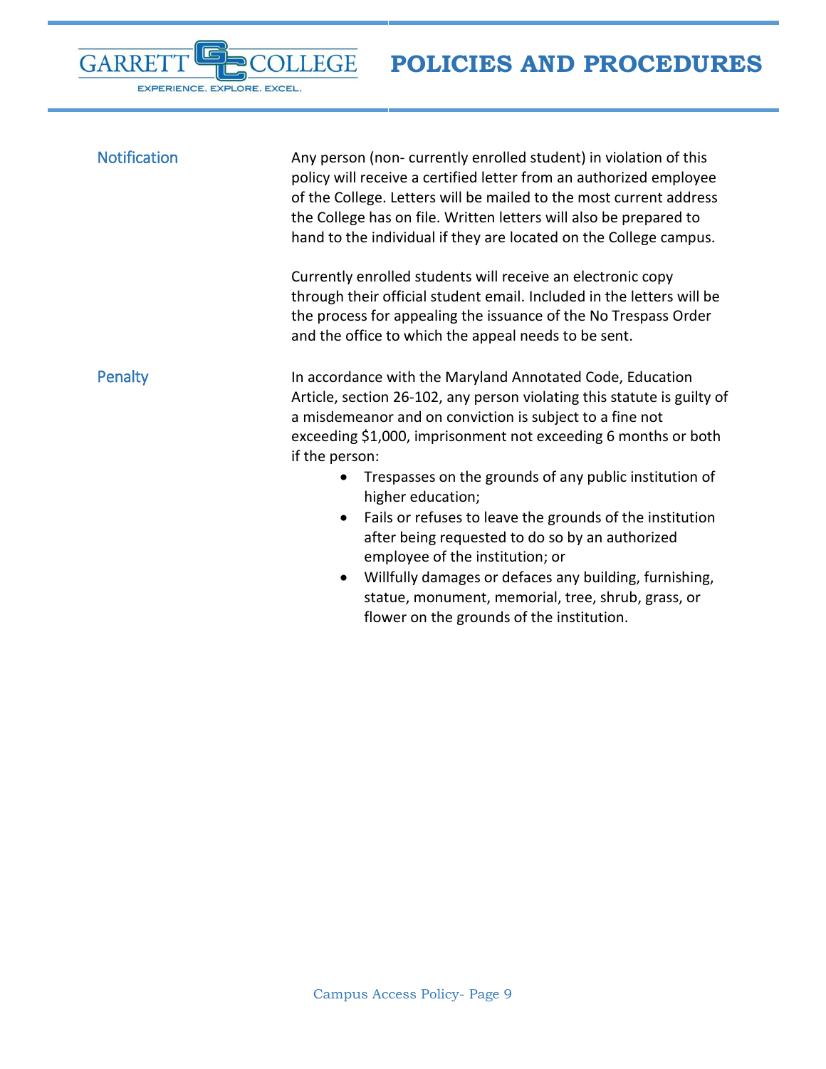## Notification

Any person (non- currently enrolled student) in violation of this policy will receive a certified letter from an authorized employee of the College. Letters will be mailed to the most current address the College has on file. Written letters will also be prepared to hand to the individual if they are located on the College campus.

Currently enrolled students will receive an electronic copy through their official student email. Included in the letters will be the process for appealing the issuance of the No Trespass Order and the office to which the appeal needs to be sent.

## Penalty

In accordance with the Maryland Annotated Code, Education Article, section 26-102, any person violating this statute is guilty of a misdemeanor and on conviction is subject to a fine not exceeding $1,000, imprisonment not exceeding 6 months or both if the person:

- Trespasses on the grounds of any public institution of higher education;
- Fails or refuses to leave the grounds of the institution after being requested to do so by an authorized employee of the institution; or
- Willfully damages or defaces any building, furnishing, statue, monument, memorial, tree, shrub, grass, or flower on the grounds of the institution.